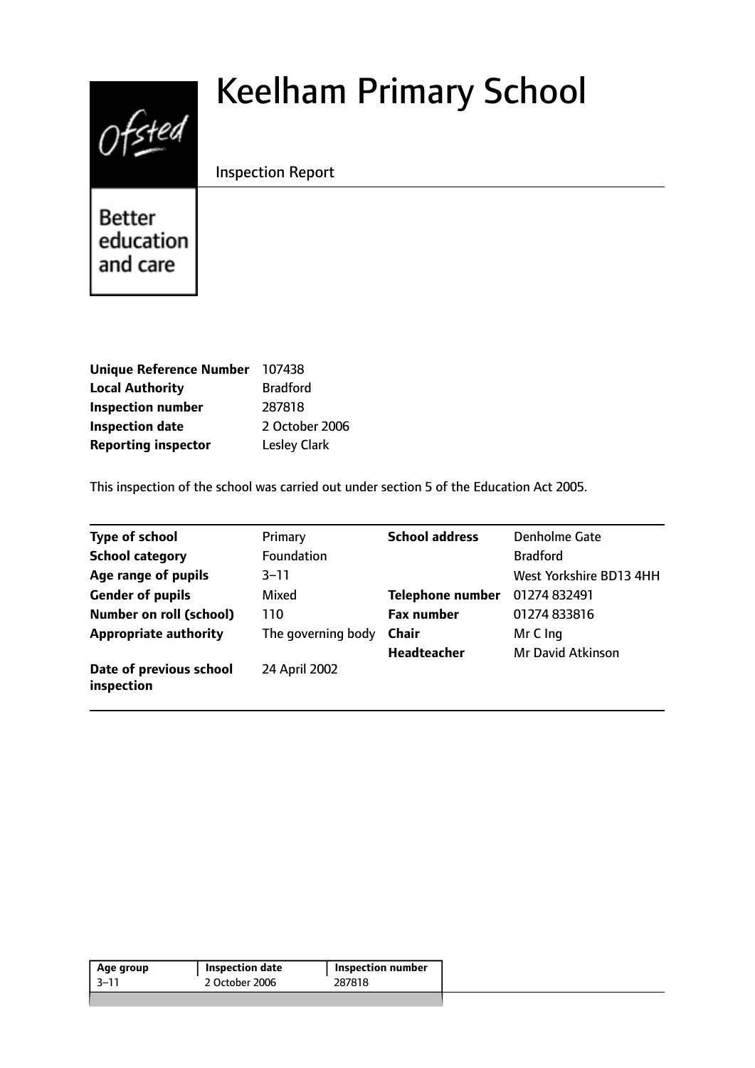# Keelham Primary School

Inspection Report

| | |
|---|---|
| **Unique Reference Number** | 107438 |
| **Local Authority** | Bradford |
| **Inspection number** | 287818 |
| **Inspection date** | 2 October 2006 |
| **Reporting inspector** | Lesley Clark |

This inspection of the school was carried out under section 5 of the Education Act 2005.

| | | | |
|---|---|---|---|
| **Type of school** | Primary | **School address** | Denholme Gate |
| **School category** | Foundation | | Bradford |
| **Age range of pupils** | 3–11 | | West Yorkshire BD13 4HH |
| **Gender of pupils** | Mixed | **Telephone number** | 01274 832491 |
| **Number on roll (school)** | 110 | **Fax number** | 01274 833816 |
| **Appropriate authority** | The governing body | **Chair** | Mr C Ing |
| | | **Headteacher** | Mr David Atkinson |
| **Date of previous school inspection** | 24 April 2002 | | |

| Age group | Inspection date | Inspection number |
|---|---|---|
| 3–11 | 2 October 2006 | 287818 |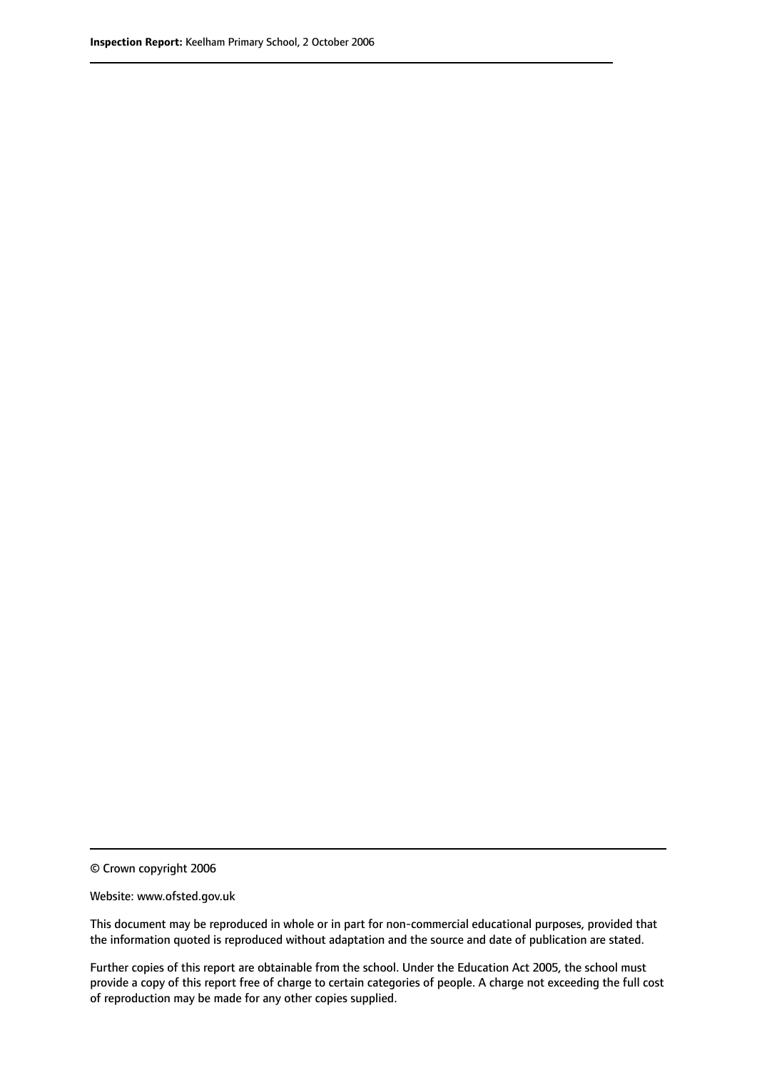© Crown copyright 2006

Website: www.ofsted.gov.uk

This document may be reproduced in whole or in part for non-commercial educational purposes, provided that the information quoted is reproduced without adaptation and the source and date of publication are stated.

Further copies of this report are obtainable from the school. Under the Education Act 2005, the school must provide a copy of this report free of charge to certain categories of people. A charge not exceeding the full cost of reproduction may be made for any other copies supplied.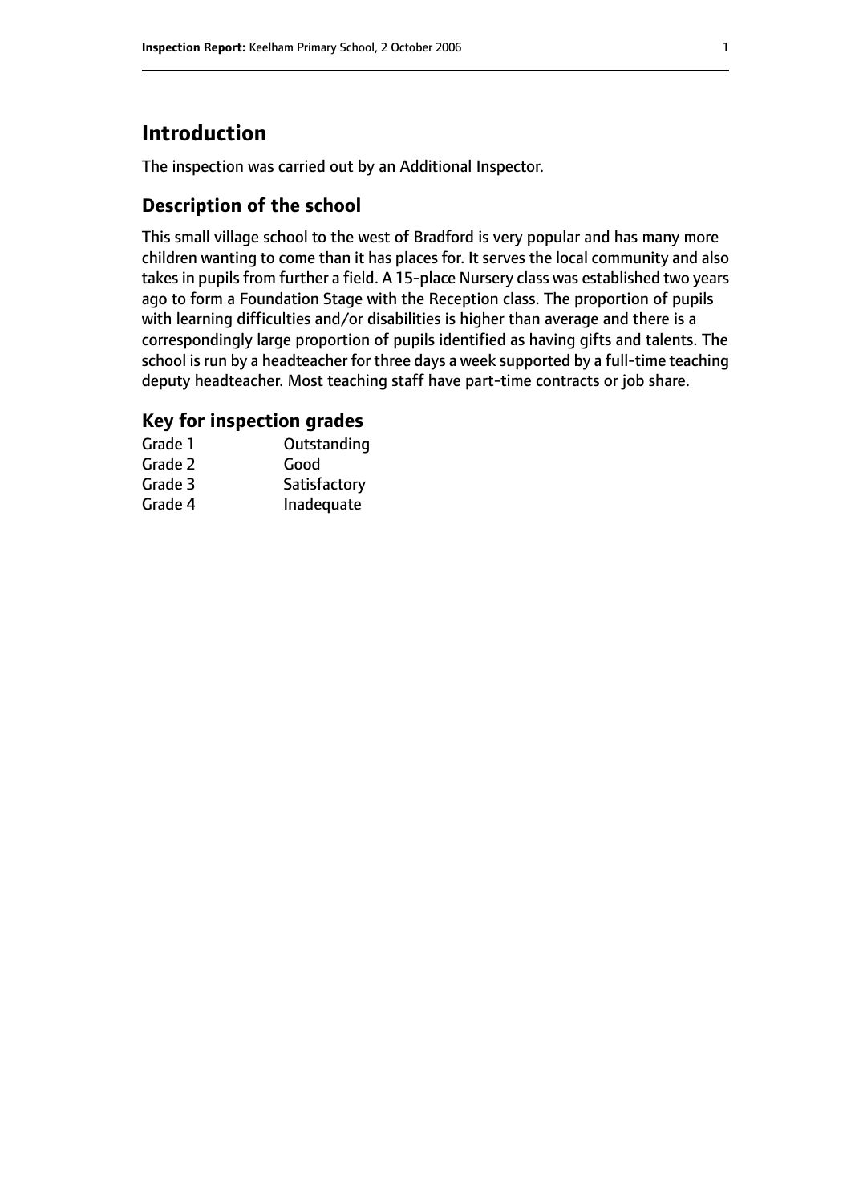## Introduction

The inspection was carried out by an Additional Inspector.

### Description of the school

This small village school to the west of Bradford is very popular and has many more children wanting to come than it has places for. It serves the local community and also takes in pupils from further a field. A 15-place Nursery class was established two years ago to form a Foundation Stage with the Reception class. The proportion of pupils with learning difficulties and/or disabilities is higher than average and there is a correspondingly large proportion of pupils identified as having gifts and talents. The school is run by a headteacher for three days a week supported by a full-time teaching deputy headteacher. Most teaching staff have part-time contracts or job share.

### Key for inspection grades

| | |
|---|---|
| Grade 1 | Outstanding |
| Grade 2 | Good |
| Grade 3 | Satisfactory |
| Grade 4 | Inadequate |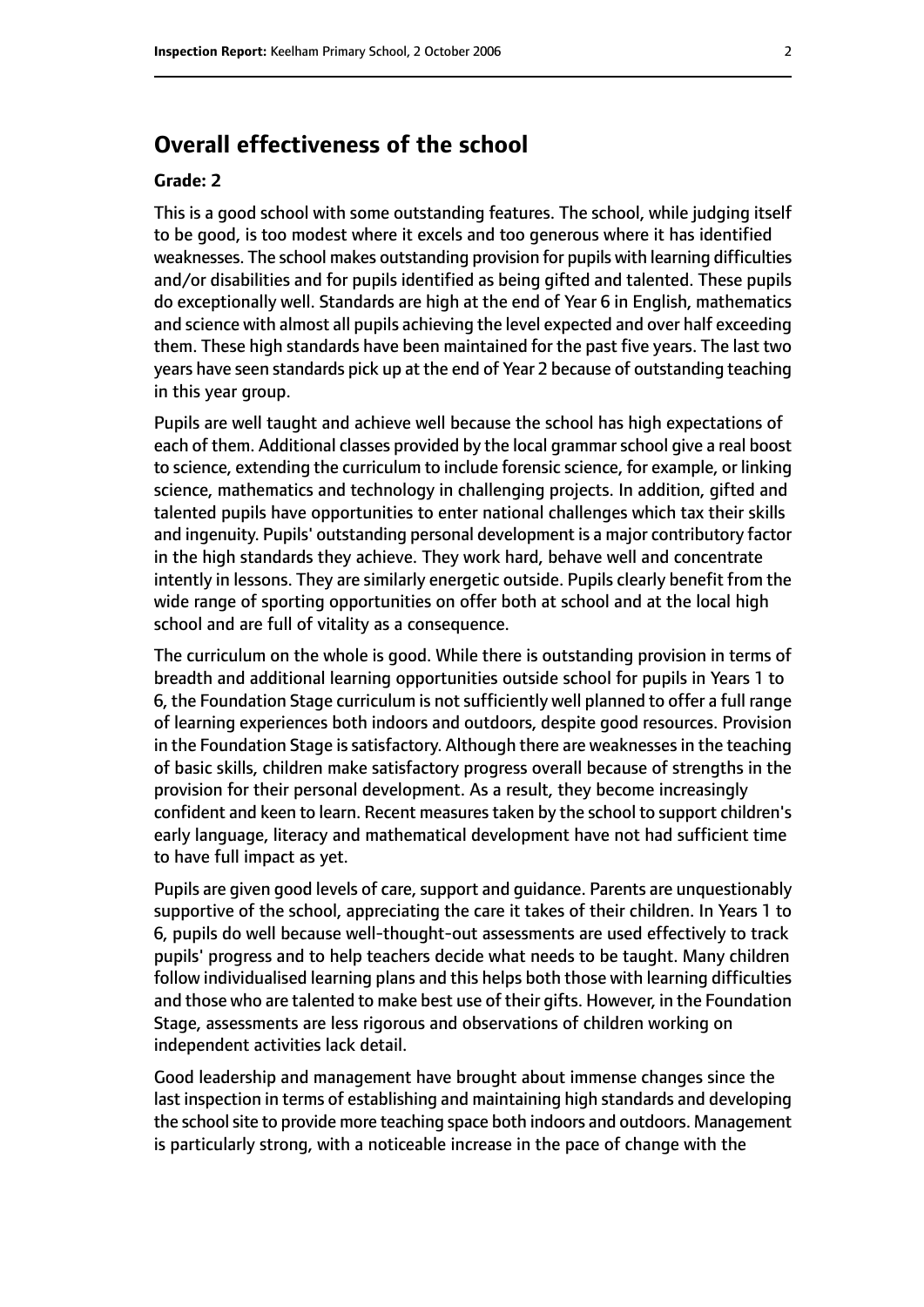## Overall effectiveness of the school

### Grade: 2

This is a good school with some outstanding features. The school, while judging itself to be good, is too modest where it excels and too generous where it has identified weaknesses. The school makes outstanding provision for pupils with learning difficulties and/or disabilities and for pupils identified as being gifted and talented. These pupils do exceptionally well. Standards are high at the end of Year 6 in English, mathematics and science with almost all pupils achieving the level expected and over half exceeding them. These high standards have been maintained for the past five years. The last two years have seen standards pick up at the end of Year 2 because of outstanding teaching in this year group.

Pupils are well taught and achieve well because the school has high expectations of each of them. Additional classes provided by the local grammar school give a real boost to science, extending the curriculum to include forensic science, for example, or linking science, mathematics and technology in challenging projects. In addition, gifted and talented pupils have opportunities to enter national challenges which tax their skills and ingenuity. Pupils' outstanding personal development is a major contributory factor in the high standards they achieve. They work hard, behave well and concentrate intently in lessons. They are similarly energetic outside. Pupils clearly benefit from the wide range of sporting opportunities on offer both at school and at the local high school and are full of vitality as a consequence.

The curriculum on the whole is good. While there is outstanding provision in terms of breadth and additional learning opportunities outside school for pupils in Years 1 to 6, the Foundation Stage curriculum is not sufficiently well planned to offer a full range of learning experiences both indoors and outdoors, despite good resources. Provision in the Foundation Stage is satisfactory. Although there are weaknesses in the teaching of basic skills, children make satisfactory progress overall because of strengths in the provision for their personal development. As a result, they become increasingly confident and keen to learn. Recent measures taken by the school to support children's early language, literacy and mathematical development have not had sufficient time to have full impact as yet.

Pupils are given good levels of care, support and guidance. Parents are unquestionably supportive of the school, appreciating the care it takes of their children. In Years 1 to 6, pupils do well because well-thought-out assessments are used effectively to track pupils' progress and to help teachers decide what needs to be taught. Many children follow individualised learning plans and this helps both those with learning difficulties and those who are talented to make best use of their gifts. However, in the Foundation Stage, assessments are less rigorous and observations of children working on independent activities lack detail.

Good leadership and management have brought about immense changes since the last inspection in terms of establishing and maintaining high standards and developing the school site to provide more teaching space both indoors and outdoors. Management is particularly strong, with a noticeable increase in the pace of change with the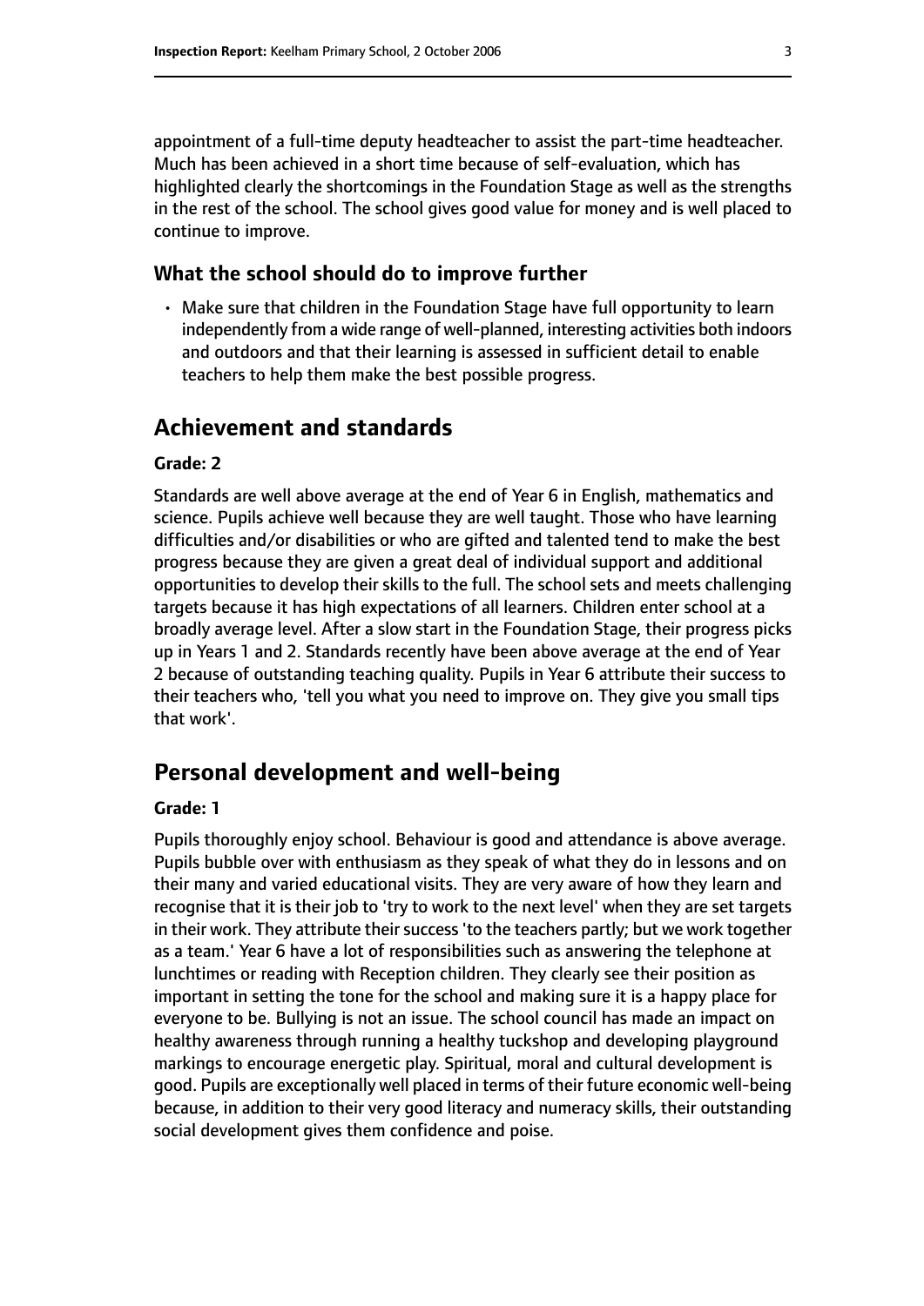appointment of a full-time deputy headteacher to assist the part-time headteacher. Much has been achieved in a short time because of self-evaluation, which has highlighted clearly the shortcomings in the Foundation Stage as well as the strengths in the rest of the school. The school gives good value for money and is well placed to continue to improve.

### What the school should do to improve further

- Make sure that children in the Foundation Stage have full opportunity to learn independently from a wide range of well-planned, interesting activities both indoors and outdoors and that their learning is assessed in sufficient detail to enable teachers to help them make the best possible progress.

## Achievement and standards

#### Grade: 2

Standards are well above average at the end of Year 6 in English, mathematics and science. Pupils achieve well because they are well taught. Those who have learning difficulties and/or disabilities or who are gifted and talented tend to make the best progress because they are given a great deal of individual support and additional opportunities to develop their skills to the full. The school sets and meets challenging targets because it has high expectations of all learners. Children enter school at a broadly average level. After a slow start in the Foundation Stage, their progress picks up in Years 1 and 2. Standards recently have been above average at the end of Year 2 because of outstanding teaching quality. Pupils in Year 6 attribute their success to their teachers who, 'tell you what you need to improve on. They give you small tips that work'.

## Personal development and well-being

#### Grade: 1

Pupils thoroughly enjoy school. Behaviour is good and attendance is above average. Pupils bubble over with enthusiasm as they speak of what they do in lessons and on their many and varied educational visits. They are very aware of how they learn and recognise that it is their job to 'try to work to the next level' when they are set targets in their work. They attribute their success 'to the teachers partly; but we work together as a team.' Year 6 have a lot of responsibilities such as answering the telephone at lunchtimes or reading with Reception children. They clearly see their position as important in setting the tone for the school and making sure it is a happy place for everyone to be. Bullying is not an issue. The school council has made an impact on healthy awareness through running a healthy tuckshop and developing playground markings to encourage energetic play. Spiritual, moral and cultural development is good. Pupils are exceptionally well placed in terms of their future economic well-being because, in addition to their very good literacy and numeracy skills, their outstanding social development gives them confidence and poise.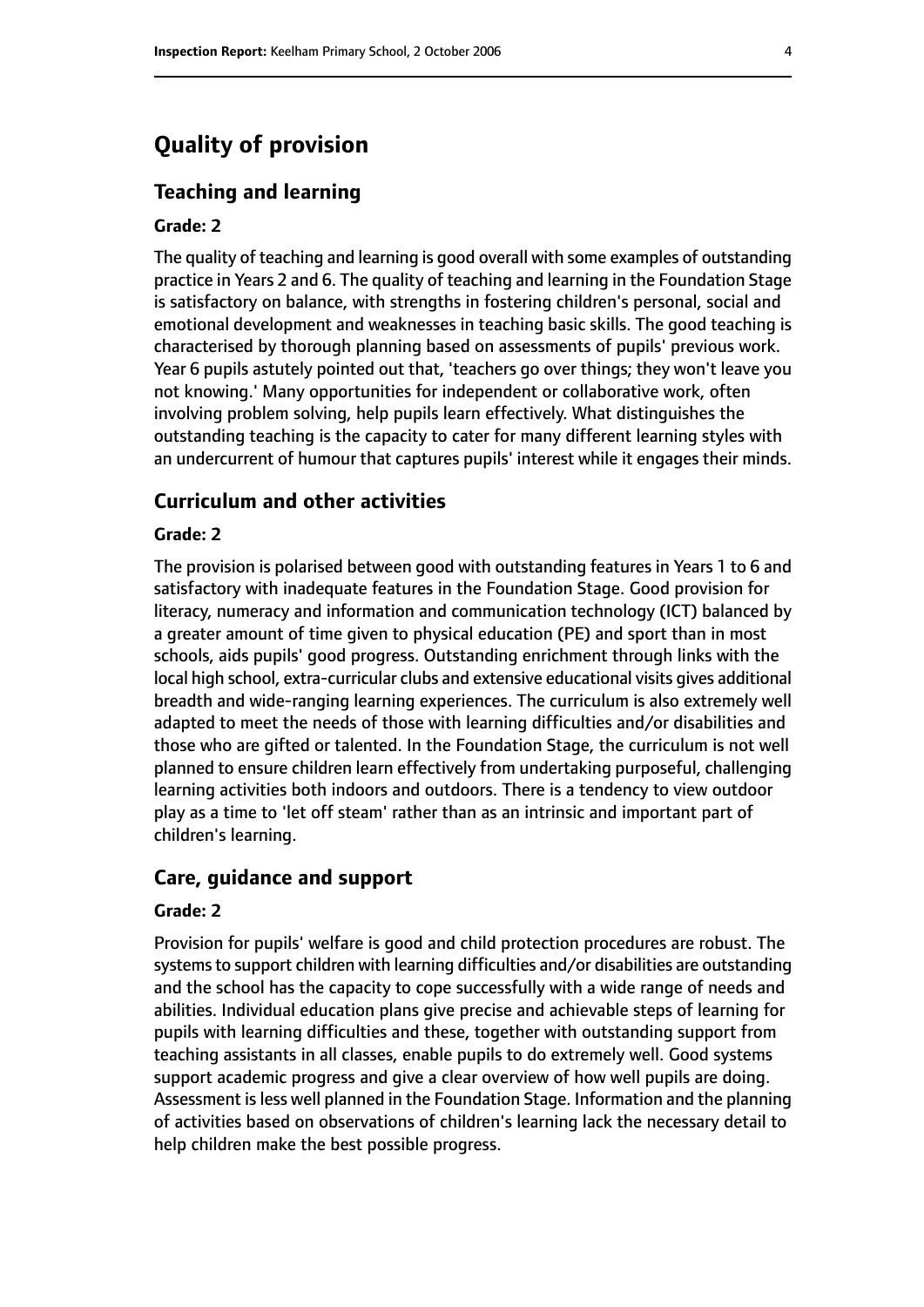# Quality of provision

## Teaching and learning

**Grade: 2**

The quality of teaching and learning is good overall with some examples of outstanding practice in Years 2 and 6. The quality of teaching and learning in the Foundation Stage is satisfactory on balance, with strengths in fostering children's personal, social and emotional development and weaknesses in teaching basic skills. The good teaching is characterised by thorough planning based on assessments of pupils' previous work. Year 6 pupils astutely pointed out that, 'teachers go over things; they won't leave you not knowing.' Many opportunities for independent or collaborative work, often involving problem solving, help pupils learn effectively. What distinguishes the outstanding teaching is the capacity to cater for many different learning styles with an undercurrent of humour that captures pupils' interest while it engages their minds.

## Curriculum and other activities

**Grade: 2**

The provision is polarised between good with outstanding features in Years 1 to 6 and satisfactory with inadequate features in the Foundation Stage. Good provision for literacy, numeracy and information and communication technology (ICT) balanced by a greater amount of time given to physical education (PE) and sport than in most schools, aids pupils' good progress. Outstanding enrichment through links with the local high school, extra-curricular clubs and extensive educational visits gives additional breadth and wide-ranging learning experiences. The curriculum is also extremely well adapted to meet the needs of those with learning difficulties and/or disabilities and those who are gifted or talented. In the Foundation Stage, the curriculum is not well planned to ensure children learn effectively from undertaking purposeful, challenging learning activities both indoors and outdoors. There is a tendency to view outdoor play as a time to 'let off steam' rather than as an intrinsic and important part of children's learning.

## Care, guidance and support

**Grade: 2**

Provision for pupils' welfare is good and child protection procedures are robust. The systems to support children with learning difficulties and/or disabilities are outstanding and the school has the capacity to cope successfully with a wide range of needs and abilities. Individual education plans give precise and achievable steps of learning for pupils with learning difficulties and these, together with outstanding support from teaching assistants in all classes, enable pupils to do extremely well. Good systems support academic progress and give a clear overview of how well pupils are doing. Assessment is less well planned in the Foundation Stage. Information and the planning of activities based on observations of children's learning lack the necessary detail to help children make the best possible progress.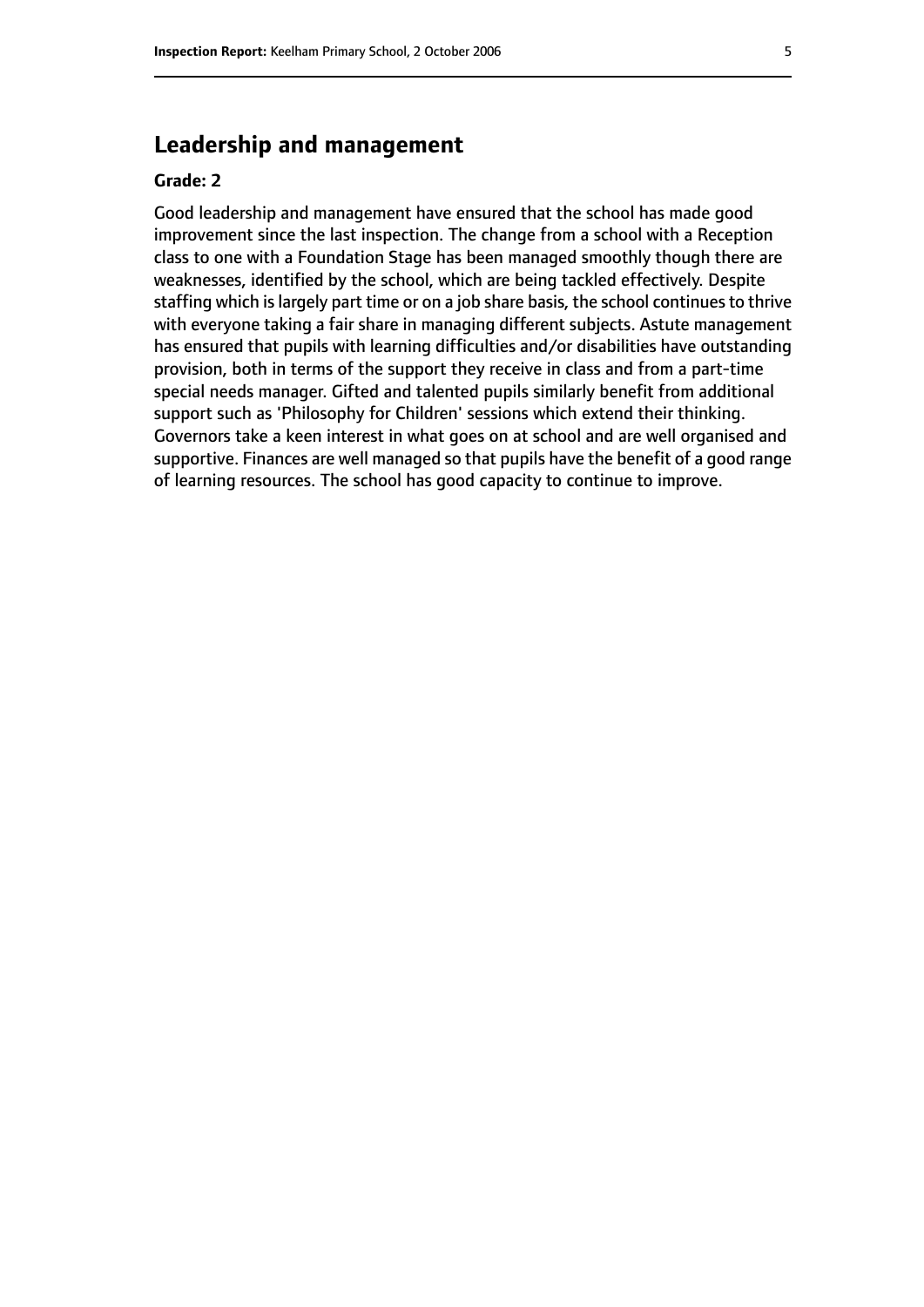## Leadership and management

**Grade: 2**

Good leadership and management have ensured that the school has made good improvement since the last inspection. The change from a school with a Reception class to one with a Foundation Stage has been managed smoothly though there are weaknesses, identified by the school, which are being tackled effectively. Despite staffing which is largely part time or on a job share basis, the school continues to thrive with everyone taking a fair share in managing different subjects. Astute management has ensured that pupils with learning difficulties and/or disabilities have outstanding provision, both in terms of the support they receive in class and from a part-time special needs manager. Gifted and talented pupils similarly benefit from additional support such as 'Philosophy for Children' sessions which extend their thinking. Governors take a keen interest in what goes on at school and are well organised and supportive. Finances are well managed so that pupils have the benefit of a good range of learning resources. The school has good capacity to continue to improve.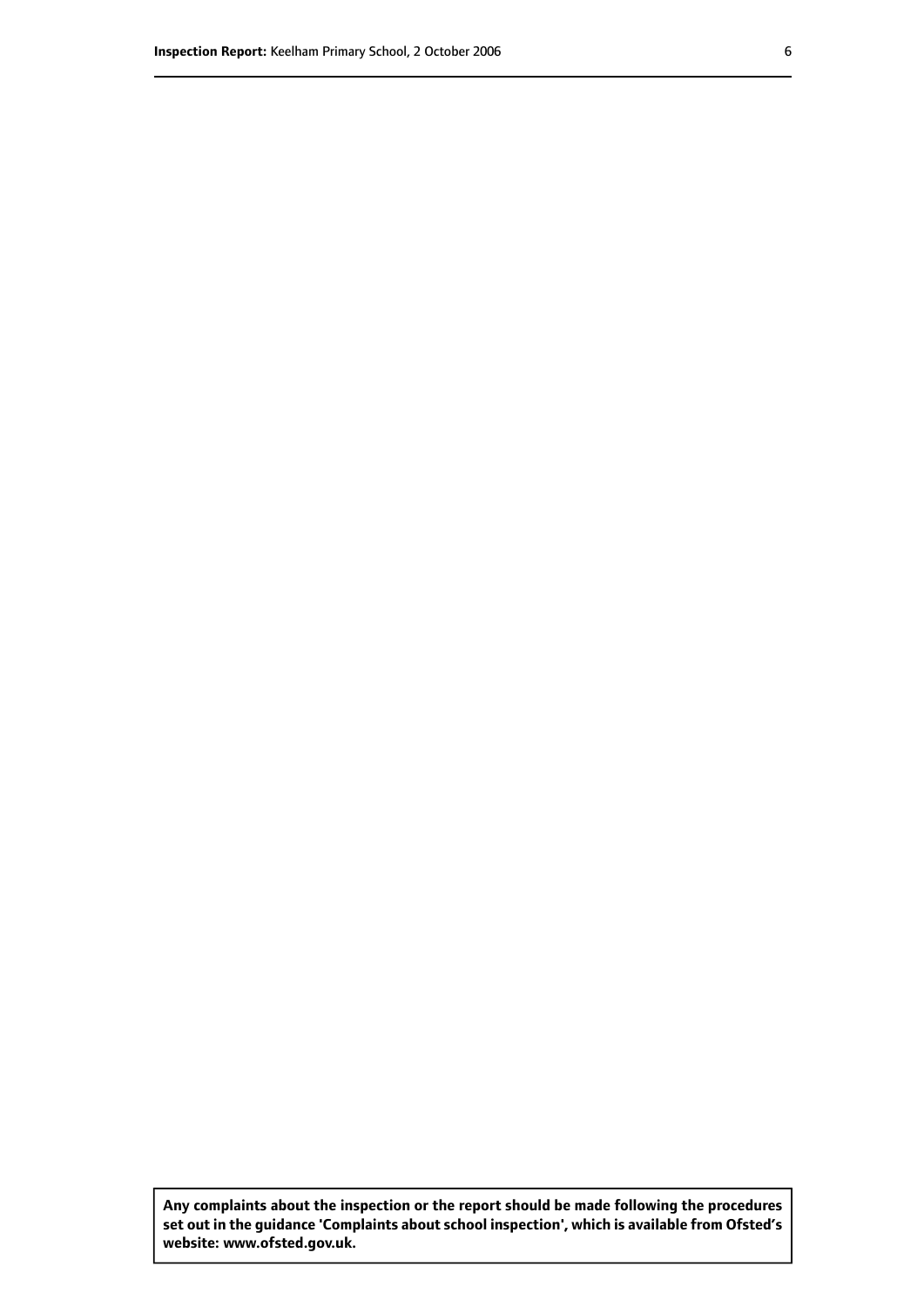**Any complaints about the inspection or the report should be made following the procedures set out in the guidance 'Complaints about school inspection', which is available from Ofsted's website: www.ofsted.gov.uk.**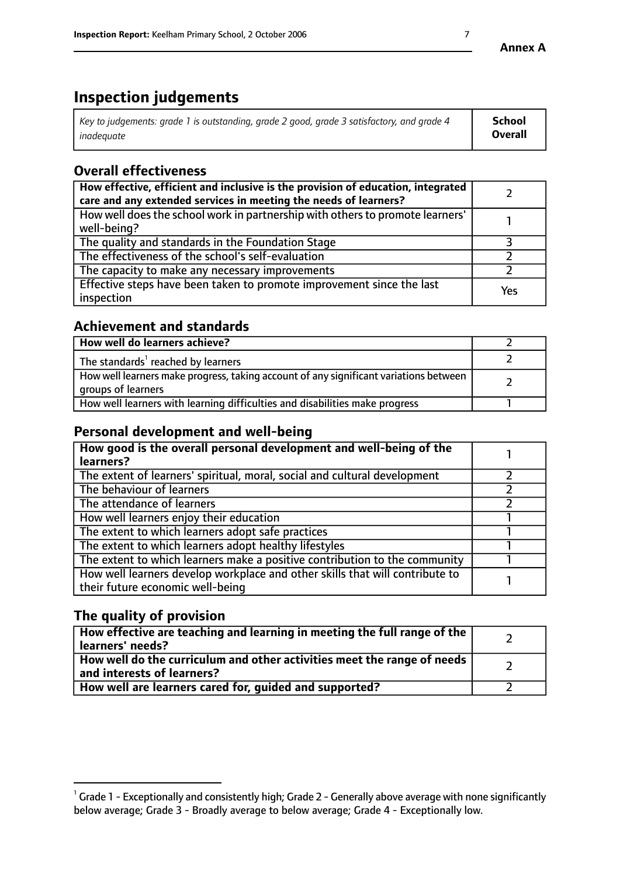# Inspection judgements

| *Key to judgements: grade 1 is outstanding, grade 2 good, grade 3 satisfactory, and grade 4 inadequate* | **School Overall** |
|---|---|

## Overall effectiveness

| | |
|---|---|
| **How effective, efficient and inclusive is the provision of education, integrated care and any extended services in meeting the needs of learners?** | 2 |
| How well does the school work in partnership with others to promote learners' well-being? | 1 |
| The quality and standards in the Foundation Stage | 3 |
| The effectiveness of the school's self-evaluation | 2 |
| The capacity to make any necessary improvements | 2 |
| Effective steps have been taken to promote improvement since the last inspection | Yes |

## Achievement and standards

| | |
|---|---|
| **How well do learners achieve?** | 2 |
| The standards[1] reached by learners | 2 |
| How well learners make progress, taking account of any significant variations between groups of learners | 2 |
| How well learners with learning difficulties and disabilities make progress | 1 |

## Personal development and well-being

| | |
|---|---|
| **How good is the overall personal development and well-being of the learners?** | 1 |
| The extent of learners' spiritual, moral, social and cultural development | 2 |
| The behaviour of learners | 2 |
| The attendance of learners | 2 |
| How well learners enjoy their education | 1 |
| The extent to which learners adopt safe practices | 1 |
| The extent to which learners adopt healthy lifestyles | 1 |
| The extent to which learners make a positive contribution to the community | 1 |
| How well learners develop workplace and other skills that will contribute to their future economic well-being | 1 |

## The quality of provision

| | |
|---|---|
| **How effective are teaching and learning in meeting the full range of the learners' needs?** | 2 |
| **How well do the curriculum and other activities meet the range of needs and interests of learners?** | 2 |
| **How well are learners cared for, guided and supported?** | 2 |

[1] Grade 1 - Exceptionally and consistently high; Grade 2 - Generally above average with none significantly below average; Grade 3 - Broadly average to below average; Grade 4 - Exceptionally low.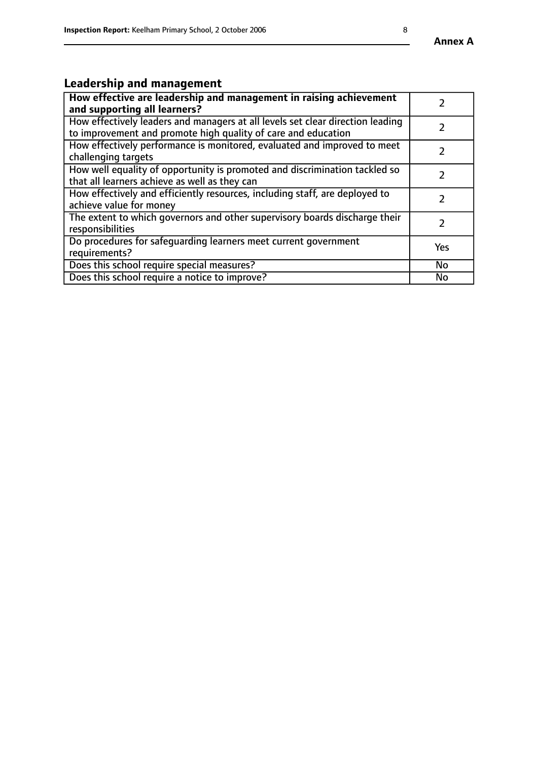## Leadership and management

| **How effective are leadership and management in raising achievement and supporting all learners?** | 2 |
|---|---|
| How effectively leaders and managers at all levels set clear direction leading to improvement and promote high quality of care and education | 2 |
| How effectively performance is monitored, evaluated and improved to meet challenging targets | 2 |
| How well equality of opportunity is promoted and discrimination tackled so that all learners achieve as well as they can | 2 |
| How effectively and efficiently resources, including staff, are deployed to achieve value for money | 2 |
| The extent to which governors and other supervisory boards discharge their responsibilities | 2 |
| Do procedures for safeguarding learners meet current government requirements? | Yes |
| Does this school require special measures? | No |
| Does this school require a notice to improve? | No |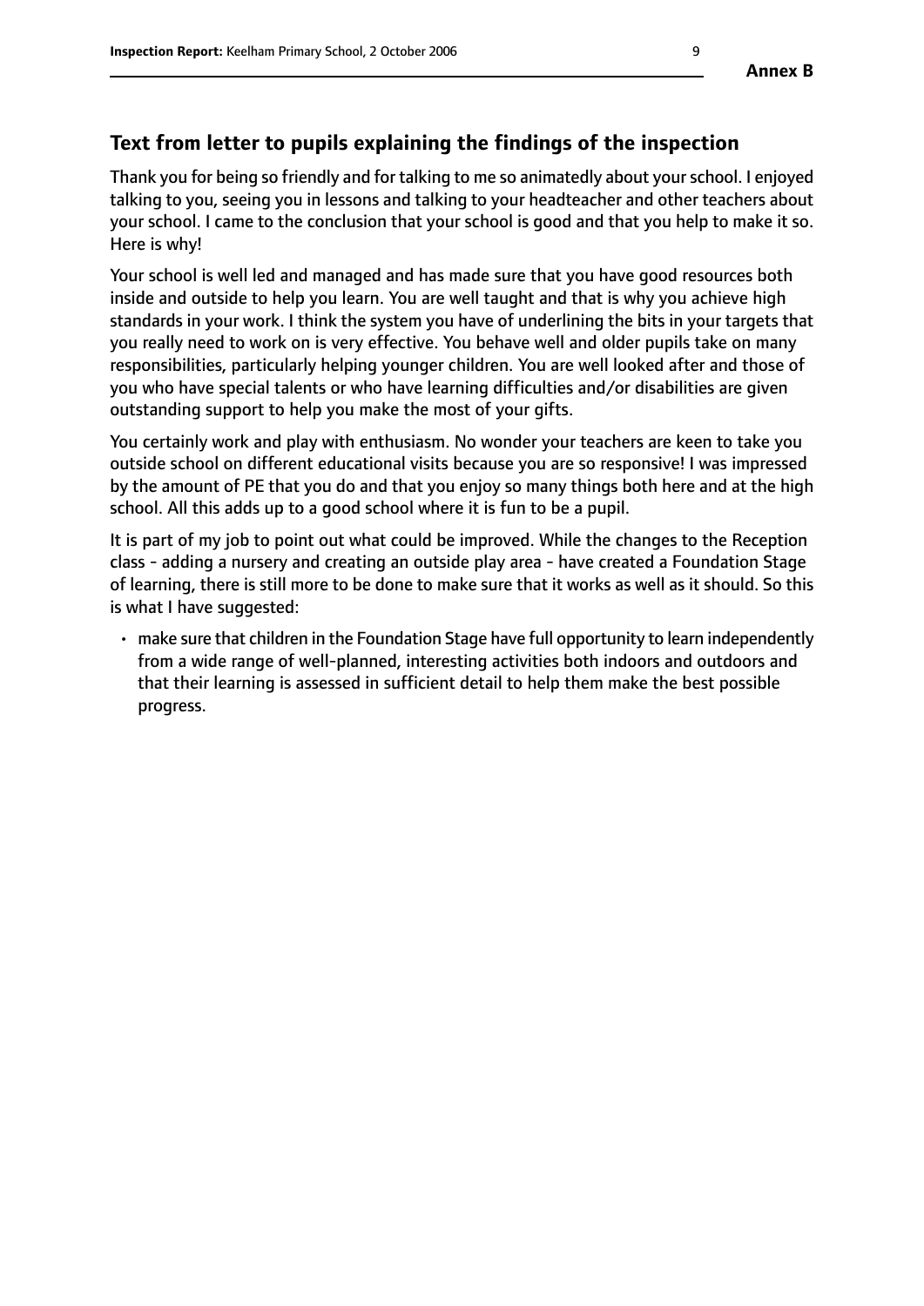## Text from letter to pupils explaining the findings of the inspection

Thank you for being so friendly and for talking to me so animatedly about your school. I enjoyed talking to you, seeing you in lessons and talking to your headteacher and other teachers about your school. I came to the conclusion that your school is good and that you help to make it so. Here is why!

Your school is well led and managed and has made sure that you have good resources both inside and outside to help you learn. You are well taught and that is why you achieve high standards in your work. I think the system you have of underlining the bits in your targets that you really need to work on is very effective. You behave well and older pupils take on many responsibilities, particularly helping younger children. You are well looked after and those of you who have special talents or who have learning difficulties and/or disabilities are given outstanding support to help you make the most of your gifts.

You certainly work and play with enthusiasm. No wonder your teachers are keen to take you outside school on different educational visits because you are so responsive! I was impressed by the amount of PE that you do and that you enjoy so many things both here and at the high school. All this adds up to a good school where it is fun to be a pupil.

It is part of my job to point out what could be improved. While the changes to the Reception class - adding a nursery and creating an outside play area - have created a Foundation Stage of learning, there is still more to be done to make sure that it works as well as it should. So this is what I have suggested:

- make sure that children in the Foundation Stage have full opportunity to learn independently from a wide range of well-planned, interesting activities both indoors and outdoors and that their learning is assessed in sufficient detail to help them make the best possible progress.